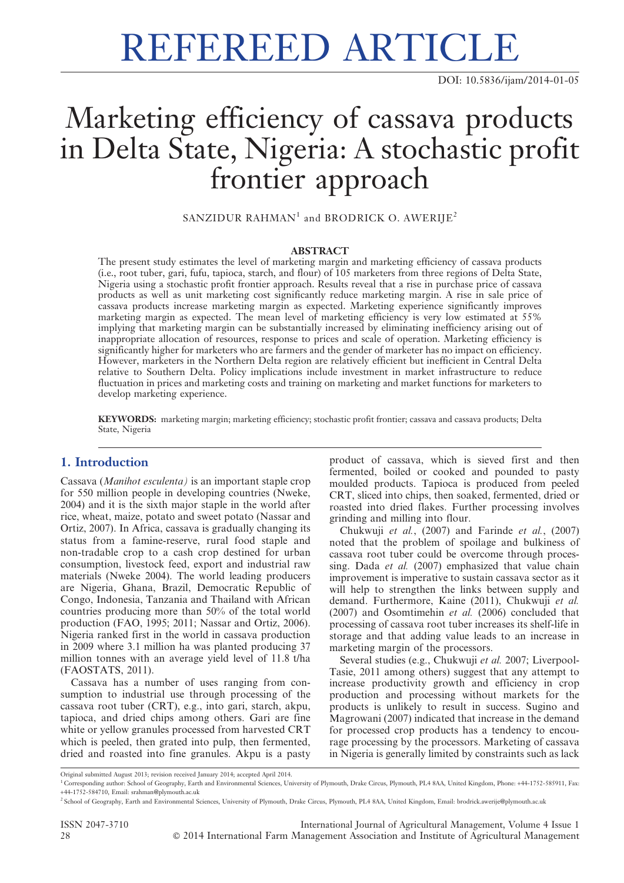# REFEREED ARTICLE

DOI: 10.5836/ijam/2014-01-05

# Marketing efficiency of cassava products in Delta State, Nigeria: A stochastic profit frontier approach

SANZIDUR RAHMAN[1] and BRODRICK O. AWERIJE[2]

## ABSTRACT

The present study estimates the level of marketing margin and marketing efficiency of cassava products (i.e., root tuber, gari, fufu, tapioca, starch, and flour) of 105 marketers from three regions of Delta State, Nigeria using a stochastic profit frontier approach. Results reveal that a rise in purchase price of cassava products as well as unit marketing cost significantly reduce marketing margin. A rise in sale price of cassava products increase marketing margin as expected. Marketing experience significantly improves marketing margin as expected. The mean level of marketing efficiency is very low estimated at 55% implying that marketing margin can be substantially increased by eliminating inefficiency arising out of inappropriate allocation of resources, response to prices and scale of operation. Marketing efficiency is significantly higher for marketers who are farmers and the gender of marketer has no impact on efficiency. However, marketers in the Northern Delta region are relatively efficient but inefficient in Central Delta relative to Southern Delta. Policy implications include investment in market infrastructure to reduce fluctuation in prices and marketing costs and training on marketing and market functions for marketers to develop marketing experience.

**KEYWORDS:** marketing margin; marketing efficiency; stochastic profit frontier; cassava and cassava products; Delta State, Nigeria

## 1. Introduction

Cassava (*Manihot esculenta)* is an important staple crop for 550 million people in developing countries (Nweke, 2004) and it is the sixth major staple in the world after rice, wheat, maize, potato and sweet potato (Nassar and Ortiz, 2007). In Africa, cassava is gradually changing its status from a famine-reserve, rural food staple and non-tradable crop to a cash crop destined for urban consumption, livestock feed, export and industrial raw materials (Nweke 2004). The world leading producers are Nigeria, Ghana, Brazil, Democratic Republic of Congo, Indonesia, Tanzania and Thailand with African countries producing more than 50% of the total world production (FAO, 1995; 2011; Nassar and Ortiz, 2006). Nigeria ranked first in the world in cassava production in 2009 where 3.1 million ha was planted producing 37 million tonnes with an average yield level of 11.8 t/ha (FAOSTATS, 2011).

Cassava has a number of uses ranging from consumption to industrial use through processing of the cassava root tuber (CRT), e.g., into gari, starch, akpu, tapioca, and dried chips among others. Gari are fine white or yellow granules processed from harvested CRT which is peeled, then grated into pulp, then fermented, dried and roasted into fine granules. Akpu is a pasty product of cassava, which is sieved first and then fermented, boiled or cooked and pounded to pasty moulded products. Tapioca is produced from peeled CRT, sliced into chips, then soaked, fermented, dried or roasted into dried flakes. Further processing involves grinding and milling into flour.

Chukwuji *et al.*, (2007) and Farinde *et al.*, (2007) noted that the problem of spoilage and bulkiness of cassava root tuber could be overcome through processing. Dada *et al.* (2007) emphasized that value chain improvement is imperative to sustain cassava sector as it will help to strengthen the links between supply and demand. Furthermore, Kaine (2011), Chukwuji *et al.* (2007) and Osomtimehin *et al.* (2006) concluded that processing of cassava root tuber increases its shelf-life in storage and that adding value leads to an increase in marketing margin of the processors.

Several studies (e.g., Chukwuji *et al.* 2007; Liverpool-Tasie, 2011 among others) suggest that any attempt to increase productivity growth and efficiency in crop production and processing without markets for the products is unlikely to result in success. Sugino and Magrowani (2007) indicated that increase in the demand for processed crop products has a tendency to encourage processing by the processors. Marketing of cassava in Nigeria is generally limited by constraints such as lack

Original submitted August 2013; revision received January 2014; accepted April 2014.

[1] Corresponding author: School of Geography, Earth and Environmental Sciences, University of Plymouth, Drake Circus, Plymouth, PL4 8AA, United Kingdom, Phone: +44-1752-585911, Fax: +44-1752-584710, Email: srahman@plymouth.ac.uk

[2] School of Geography, Earth and Environmental Sciences, University of Plymouth, Drake Circus, Plymouth, PL4 8AA, United Kingdom, Email: brodrick.awerije@plymouth.ac.uk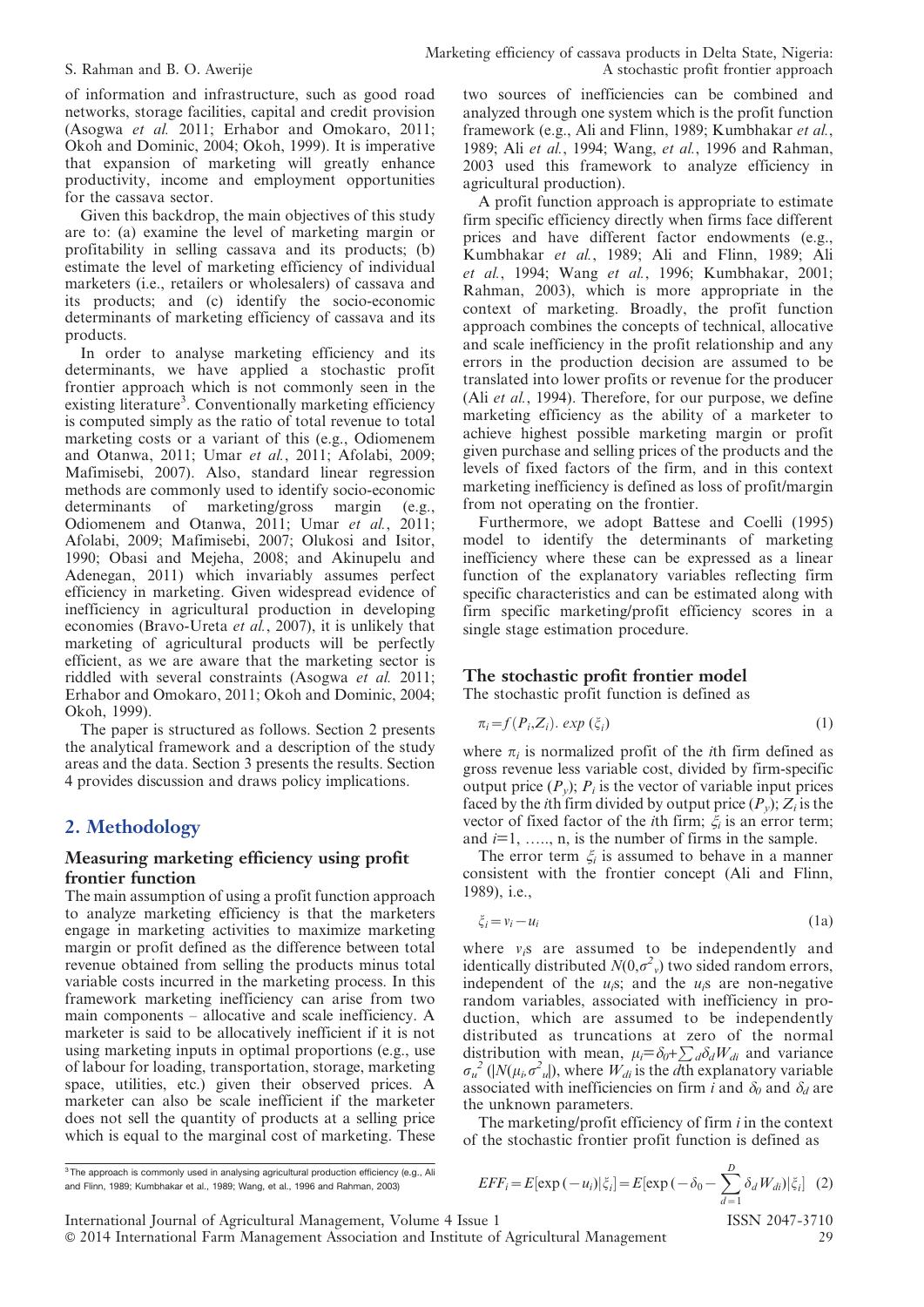of information and infrastructure, such as good road networks, storage facilities, capital and credit provision (Asogwa *et al.* 2011; Erhabor and Omokaro, 2011; Okoh and Dominic, 2004; Okoh, 1999). It is imperative that expansion of marketing will greatly enhance productivity, income and employment opportunities for the cassava sector.

Given this backdrop, the main objectives of this study are to: (a) examine the level of marketing margin or profitability in selling cassava and its products; (b) estimate the level of marketing efficiency of individual marketers (i.e., retailers or wholesalers) of cassava and its products; and (c) identify the socio-economic determinants of marketing efficiency of cassava and its products.

In order to analyse marketing efficiency and its determinants, we have applied a stochastic profit frontier approach which is not commonly seen in the existing literature[3]. Conventionally marketing efficiency is computed simply as the ratio of total revenue to total marketing costs or a variant of this (e.g., Odiomenem and Otanwa, 2011; Umar *et al.*, 2011; Afolabi, 2009; Mafimisebi, 2007). Also, standard linear regression methods are commonly used to identify socio-economic determinants of marketing/gross margin (e.g., Odiomenem and Otanwa, 2011; Umar *et al.*, 2011; Afolabi, 2009; Mafimisebi, 2007; Olukosi and Isitor, 1990; Obasi and Mejeha, 2008; and Akinupelu and Adenegan, 2011) which invariably assumes perfect efficiency in marketing. Given widespread evidence of inefficiency in agricultural production in developing economies (Bravo-Ureta *et al.*, 2007), it is unlikely that marketing of agricultural products will be perfectly efficient, as we are aware that the marketing sector is riddled with several constraints (Asogwa *et al.* 2011; Erhabor and Omokaro, 2011; Okoh and Dominic, 2004; Okoh, 1999).

The paper is structured as follows. Section 2 presents the analytical framework and a description of the study areas and the data. Section 3 presents the results. Section 4 provides discussion and draws policy implications.

## 2. Methodology

### Measuring marketing efficiency using profit frontier function

The main assumption of using a profit function approach to analyze marketing efficiency is that the marketers engage in marketing activities to maximize marketing margin or profit defined as the difference between total revenue obtained from selling the products minus total variable costs incurred in the marketing process. In this framework marketing inefficiency can arise from two main components – allocative and scale inefficiency. A marketer is said to be allocatively inefficient if it is not using marketing inputs in optimal proportions (e.g., use of labour for loading, transportation, storage, marketing space, utilities, etc.) given their observed prices. A marketer can also be scale inefficient if the marketer does not sell the quantity of products at a selling price which is equal to the marginal cost of marketing. These two sources of inefficiencies can be combined and analyzed through one system which is the profit function framework (e.g., Ali and Flinn, 1989; Kumbhakar *et al.*, 1989; Ali *et al.*, 1994; Wang *et al.*, 1996 and Rahman, 2003 used this framework to analyze efficiency in agricultural production).

A profit function approach is appropriate to estimate firm specific efficiency directly when firms face different prices and have different factor endowments (e.g., Kumbhakar *et al.*, 1989; Ali and Flinn, 1989; Ali *et al.*, 1994; Wang *et al.*, 1996; Kumbhakar, 2001; Rahman, 2003), which is more appropriate in the context of marketing. Broadly, the profit function approach combines the concepts of technical, allocative and scale inefficiency in the profit relationship and any errors in the production decision are assumed to be translated into lower profits or revenue for the producer (Ali *et al.*, 1994). Therefore, for our purpose, we define marketing efficiency as the ability of a marketer to achieve highest possible marketing margin or profit given purchase and selling prices of the products and the levels of fixed factors of the firm, and in this context marketing inefficiency is defined as loss of profit/margin from not operating on the frontier.

Furthermore, we adopt Battese and Coelli (1995) model to identify the determinants of marketing inefficiency where these can be expressed as a linear function of the explanatory variables reflecting firm specific characteristics and can be estimated along with firm specific marketing/profit efficiency scores in a single stage estimation procedure.

### The stochastic profit frontier model

The stochastic profit function is defined as

$$\pi_i = f(P_i, Z_i).\ exp\ (\xi_i) \tag{1}$$

where $\pi_i$ is normalized profit of the $i$th firm defined as gross revenue less variable cost, divided by firm-specific output price ($P_y$); $P_i$ is the vector of variable input prices faced by the $i$th firm divided by output price ($P_y$); $Z_i$ is the vector of fixed factor of the $i$th firm; $\xi_i$ is an error term; and $i$=1, ….., n, is the number of firms in the sample.

The error term $\xi_i$ is assumed to behave in a manner consistent with the frontier concept (Ali and Flinn, 1989), i.e.,

$$\xi_i = v_i - u_i \tag{1a}$$

where $v_i$s are assumed to be independently and identically distributed $N(0,\sigma^2_v)$ two sided random errors, independent of the $u_i$s; and the $u_i$s are non-negative random variables, associated with inefficiency in production, which are assumed to be independently distributed as truncations at zero of the normal distribution with mean, $\mu_i = \delta_0 + \sum_d \delta_d W_{di}$ and variance $\sigma_u^2$ ($|N(\mu_i, \sigma^2_u)|$), where $W_{di}$ is the $d$th explanatory variable associated with inefficiencies on firm $i$ and $\delta_0$ and $\delta_d$ are the unknown parameters.

The marketing/profit efficiency of firm $i$ in the context of the stochastic frontier profit function is defined as

$$EFF_i = E[\exp(-u_i)|\xi_i] = E[\exp(-\delta_0 - \sum_{d=1}^{D} \delta_d W_{di})|\xi_i] \tag{2}$$

[3] The approach is commonly used in analysing agricultural production efficiency (e.g., Ali and Flinn, 1989; Kumbhakar et al., 1989; Wang, et al., 1996 and Rahman, 2003)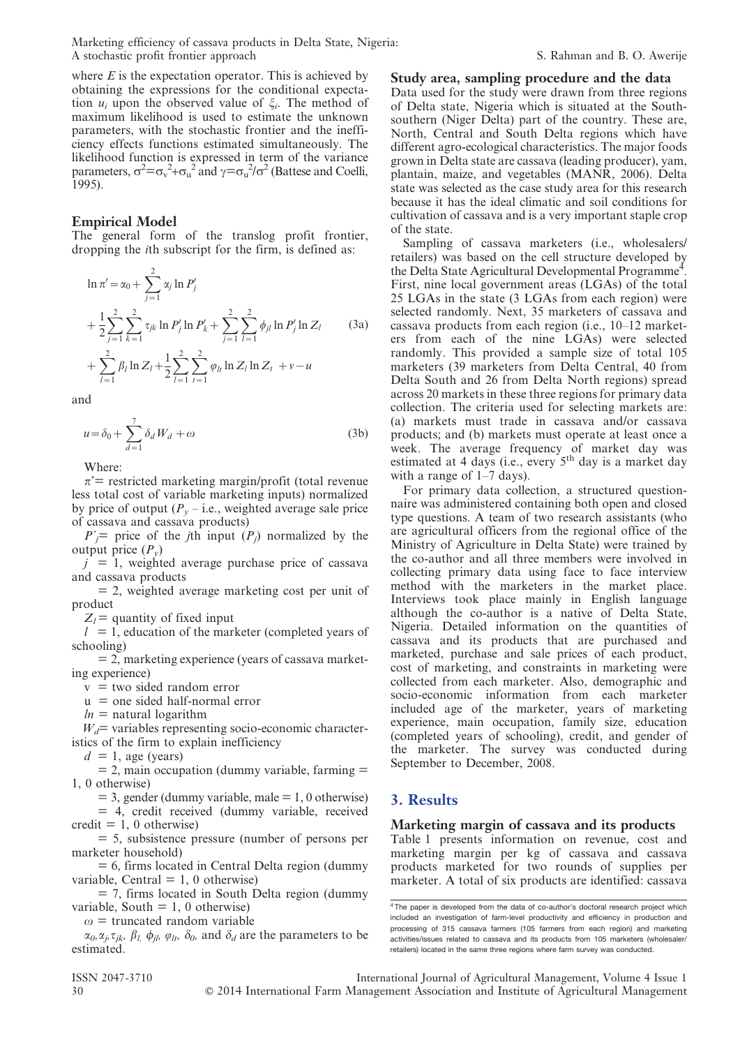where $E$ is the expectation operator. This is achieved by obtaining the expressions for the conditional expectation $u_i$ upon the observed value of $\xi_i$. The method of maximum likelihood is used to estimate the unknown parameters, with the stochastic frontier and the inefficiency effects functions estimated simultaneously. The likelihood function is expressed in term of the variance parameters, $\sigma^2 = \sigma_v^2 + \sigma_u^2$ and $\gamma = \sigma_u^2/\sigma^2$ (Battese and Coelli, 1995).

## Empirical Model

The general form of the translog profit frontier, dropping the $i$th subscript for the firm, is defined as:

$$\ln \pi' = \alpha_0 + \sum_{j=1}^{2} \alpha_j \ln P'_j + \frac{1}{2}\sum_{j=1}^{2}\sum_{k=1}^{2} \tau_{jk} \ln P'_j \ln P'_k + \sum_{j=1}^{2}\sum_{l=1}^{2} \phi_{jl} \ln P'_j \ln Z_l + \sum_{l=1}^{2} \beta_l \ln Z_l + \frac{1}{2}\sum_{l=1}^{2}\sum_{t=1}^{2} \varphi_{lt} \ln Z_l \ln Z_t + v - u \tag{3a}$$

and

$$u = \delta_0 + \sum_{d=1}^{7} \delta_d W_d + \omega \tag{3b}$$

Where:

$\pi'$ = restricted marketing margin/profit (total revenue less total cost of variable marketing inputs) normalized by price of output ($P_y$ – i.e., weighted average sale price of cassava and cassava products)

$P'_j$ = price of the $j$th input ($P_j$) normalized by the output price ($P_y$)

$j$ = 1, weighted average purchase price of cassava and cassava products

= 2, weighted average marketing cost per unit of product

$Z_l$ = quantity of fixed input

$l$ = 1, education of the marketer (completed years of schooling)

= 2, marketing experience (years of cassava marketing experience)

v = two sided random error

u = one sided half-normal error

$ln$ = natural logarithm

$W_d$ = variables representing socio-economic characteristics of the firm to explain inefficiency

$d$ = 1, age (years)

= 2, main occupation (dummy variable, farming = 1, 0 otherwise)

= 3, gender (dummy variable, male = 1, 0 otherwise)

= 4, credit received (dummy variable, received credit = 1, 0 otherwise)

= 5, subsistence pressure (number of persons per marketer household)

= 6, firms located in Central Delta region (dummy variable, Central = 1, 0 otherwise)

= 7, firms located in South Delta region (dummy variable, South = 1, 0 otherwise)

$\omega$ = truncated random variable

$\alpha_0, \alpha_j, \tau_{jk}, \beta_l, \phi_{jl}, \varphi_{lt}, \delta_0$, and $\delta_d$ are the parameters to be estimated.

## Study area, sampling procedure and the data

Data used for the study were drawn from three regions of Delta state, Nigeria which is situated at the South-southern (Niger Delta) part of the country. These are, North, Central and South Delta regions which have different agro-ecological characteristics. The major foods grown in Delta state are cassava (leading producer), yam, plantain, maize, and vegetables (MANR, 2006). Delta state was selected as the case study area for this research because it has the ideal climatic and soil conditions for cultivation of cassava and is a very important staple crop of the state.

Sampling of cassava marketers (i.e., wholesalers/retailers) was based on the cell structure developed by the Delta State Agricultural Developmental Programme[4]. First, nine local government areas (LGAs) of the total 25 LGAs in the state (3 LGAs from each region) were selected randomly. Next, 35 marketers of cassava and cassava products from each region (i.e., 10–12 marketers from each of the nine LGAs) were selected randomly. This provided a sample size of total 105 marketeers (39 marketeers from Delta Central, 40 from Delta South and 26 from Delta North regions) spread across 20 markets in these three regions for primary data collection. The criteria used for selecting markets are: (a) markets must trade in cassava and/or cassava products; and (b) markets must operate at least once a week. The average frequency of market day was estimated at 4 days (i.e., every 5th day is a market day with a range of 1–7 days).

For primary data collection, a structured questionnaire was administered containing both open and closed type questions. A team of two research assistants (who are agricultural officers from the regional office of the Ministry of Agriculture in Delta State) were trained by the co-author and all three members were involved in collecting primary data using face to face interview method with the marketers in the market place. Interviews took place mainly in English language although the co-author is a native of Delta State, Nigeria. Detailed information on the quantities of cassava and its products that are purchased and marketed, purchase and sale prices of each product, cost of marketing, and constraints in marketing were collected from each marketer. Also, demographic and socio-economic information from each marketer included age of the marketer, years of marketing experience, main occupation, family size, education (completed years of schooling), credit, and gender of the marketer. The survey was conducted during September to December, 2008.

# 3. Results

## Marketing margin of cassava and its products

Table 1 presents information on revenue, cost and marketing margin per kg of cassava and cassava products marketed for two rounds of supplies per marketer. A total of six products are identified: cassava

---

[4] The paper is developed from the data of co-author's doctoral research project which included an investigation of farm-level productivity and efficiency in production and processing of 315 cassava farmers (105 farmers from each region) and marketing activities/issues related to cassava and its products from 105 marketers (wholesaler/retailers) located in the same three regions where farm survey was conducted.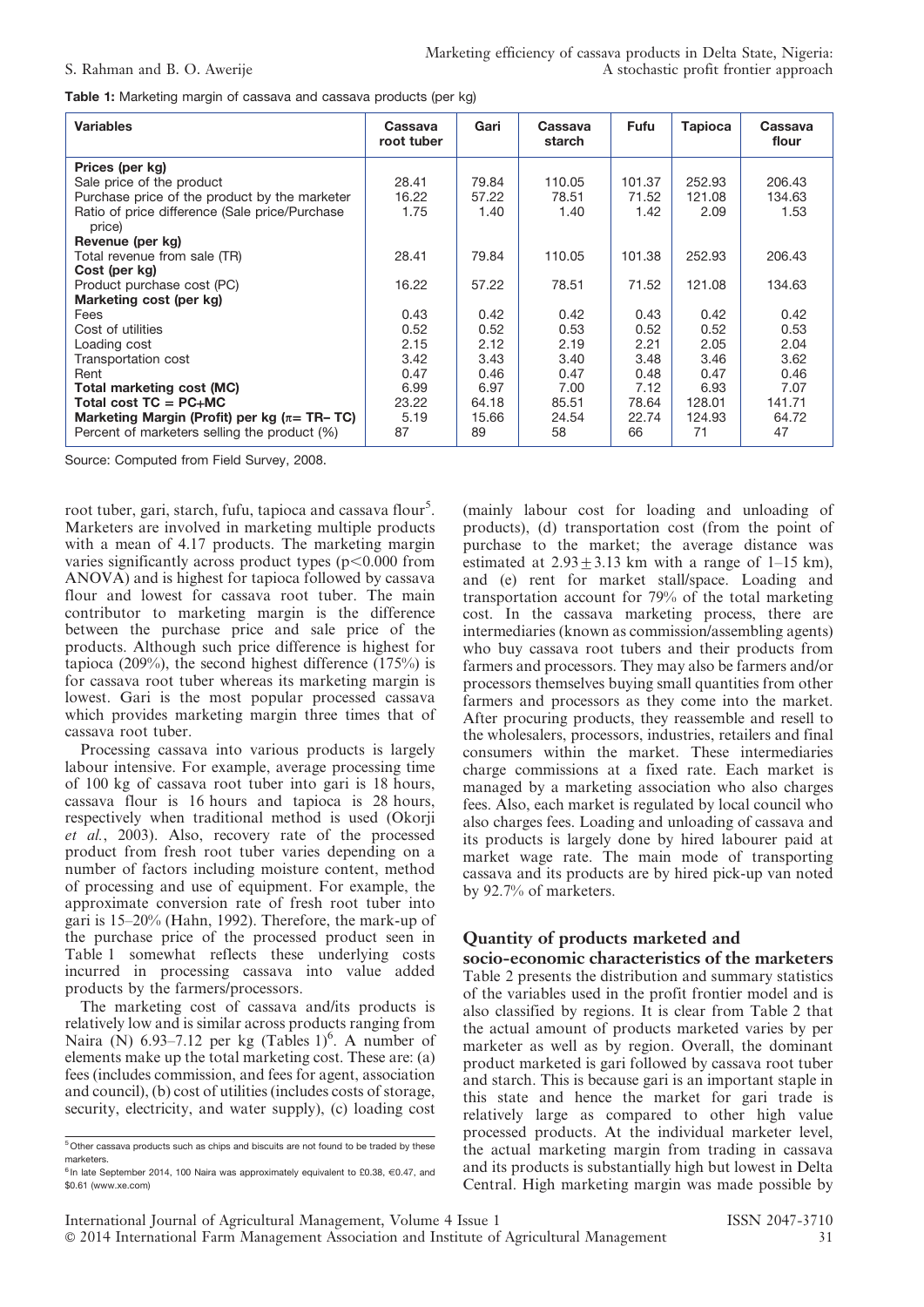**Table 1:** Marketing margin of cassava and cassava products (per kg)

| Variables | Cassava root tuber | Gari | Cassava starch | Fufu | Tapioca | Cassava flour |
|---|---|---|---|---|---|---|
| **Prices (per kg)** | | | | | | |
| Sale price of the product | 28.41 | 79.84 | 110.05 | 101.37 | 252.93 | 206.43 |
| Purchase price of the product by the marketer | 16.22 | 57.22 | 78.51 | 71.52 | 121.08 | 134.63 |
| Ratio of price difference (Sale price/Purchase price) | 1.75 | 1.40 | 1.40 | 1.42 | 2.09 | 1.53 |
| **Revenue (per kg)** | | | | | | |
| Total revenue from sale (TR) | 28.41 | 79.84 | 110.05 | 101.38 | 252.93 | 206.43 |
| **Cost (per kg)** | | | | | | |
| Product purchase cost (PC) | 16.22 | 57.22 | 78.51 | 71.52 | 121.08 | 134.63 |
| **Marketing cost (per kg)** | | | | | | |
| Fees | 0.43 | 0.42 | 0.42 | 0.43 | 0.42 | 0.42 |
| Cost of utilities | 0.52 | 0.52 | 0.53 | 0.52 | 0.52 | 0.53 |
| Loading cost | 2.15 | 2.12 | 2.19 | 2.21 | 2.05 | 2.04 |
| Transportation cost | 3.42 | 3.43 | 3.40 | 3.48 | 3.46 | 3.62 |
| Rent | 0.47 | 0.46 | 0.47 | 0.48 | 0.47 | 0.46 |
| **Total marketing cost (MC)** | 6.99 | 6.97 | 7.00 | 7.12 | 6.93 | 7.07 |
| **Total cost TC = PC+MC** | 23.22 | 64.18 | 85.51 | 78.64 | 128.01 | 141.71 |
| **Marketing Margin (Profit) per kg ($\pi$= TR– TC)** | 5.19 | 15.66 | 24.54 | 22.74 | 124.93 | 64.72 |
| Percent of marketers selling the product (%) | 87 | 89 | 58 | 66 | 71 | 47 |

Source: Computed from Field Survey, 2008.

root tuber, gari, starch, fufu, tapioca and cassava flour[5]. Marketers are involved in marketing multiple products with a mean of 4.17 products. The marketing margin varies significantly across product types ($p<0.000$ from ANOVA) and is highest for tapioca followed by cassava flour and lowest for cassava root tuber. The main contributor to marketing margin is the difference between the purchase price and sale price of the products. Although such price difference is highest for tapioca (209%), the second highest difference (175%) is for cassava root tuber whereas its marketing margin is lowest. Gari is the most popular processed cassava which provides marketing margin three times that of cassava root tuber.

Processing cassava into various products is largely labour intensive. For example, average processing time of 100 kg of cassava root tuber into gari is 18 hours, cassava flour is 16 hours and tapioca is 28 hours, respectively when traditional method is used (Okorji *et al.*, 2003). Also, recovery rate of the processed product from fresh root tuber varies depending on a number of factors including moisture content, method of processing and use of equipment. For example, the approximate conversion rate of fresh root tuber into gari is 15–20% (Hahn, 1992). Therefore, the mark-up of the purchase price of the processed product seen in Table 1 somewhat reflects these underlying costs incurred in processing cassava into value added products by the farmers/processors.

The marketing cost of cassava and/its products is relatively low and is similar across products ranging from Naira (N) 6.93–7.12 per kg (Tables 1)[6]. A number of elements make up the total marketing cost. These are: (a) fees (includes commission, and fees for agent, association and council), (b) cost of utilities (includes costs of storage, security, electricity, and water supply), (c) loading cost (mainly labour cost for loading and unloading of products), (d) transportation cost (from the point of purchase to the market; the average distance was estimated at $2.93 \pm 3.13$ km with a range of 1–15 km), and (e) rent for market stall/space. Loading and transportation account for 79% of the total marketing cost. In the cassava marketing process, there are intermediaries (known as commission/assembling agents) who buy cassava root tubers and their products from farmers and processors. They may also be farmers and/or processors themselves buying small quantities from other farmers and processors as they come into the market. After procuring products, they reassemble and resell to the wholesalers, processors, industries, retailers and final consumers within the market. These intermediaries charge commissions at a fixed rate. Each market is managed by a marketing association who also charges fees. Also, each market is regulated by local council who also charges fees. Loading and unloading of cassava and its products is largely done by hired labourer paid at market wage rate. The main mode of transporting cassava and its products are by hired pick-up van noted by 92.7% of marketers.

## Quantity of products marketed and socio-economic characteristics of the marketers

Table 2 presents the distribution and summary statistics of the variables used in the profit frontier model and is also classified by regions. It is clear from Table 2 that the actual amount of products marketed varies by per marketer as well as by region. Overall, the dominant product marketed is gari followed by cassava root tuber and starch. This is because gari is an important staple in this state and hence the market for gari trade is relatively large as compared to other high value processed products. At the individual marketer level, the actual marketing margin from trading in cassava and its products is substantially high but lowest in Delta Central. High marketing margin was made possible by

[5] Other cassava products such as chips and biscuits are not found to be traded by these marketers.

[6] In late September 2014, 100 Naira was approximately equivalent to £0.38, €0.47, and $0.61 (www.xe.com)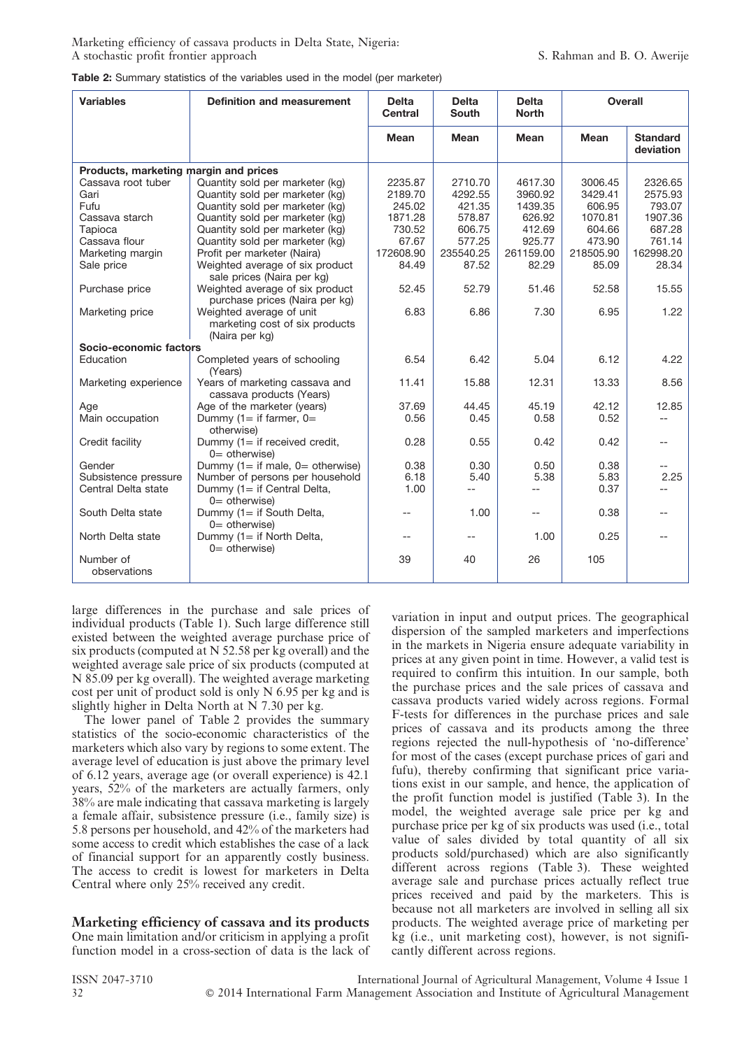**Table 2:** Summary statistics of the variables used in the model (per marketer)

| Variables | Definition and measurement | Delta Central | Delta South | Delta North | Overall | |
|---|---|---|---|---|---|---|
| | | Mean | Mean | Mean | Mean | Standard deviation |
| **Products, marketing margin and prices** | | | | | | |
| Cassava root tuber | Quantity sold per marketer (kg) | 2235.87 | 2710.70 | 4617.30 | 3006.45 | 2326.65 |
| Gari | Quantity sold per marketer (kg) | 2189.70 | 4292.55 | 3960.92 | 3429.41 | 2575.93 |
| Fufu | Quantity sold per marketer (kg) | 245.02 | 421.35 | 1439.35 | 606.95 | 793.07 |
| Cassava starch | Quantity sold per marketer (kg) | 1871.28 | 578.87 | 626.92 | 1070.81 | 1907.36 |
| Tapioca | Quantity sold per marketer (kg) | 730.52 | 606.75 | 412.69 | 604.66 | 687.28 |
| Cassava flour | Quantity sold per marketer (kg) | 67.67 | 577.25 | 925.77 | 473.90 | 761.14 |
| Marketing margin | Profit per marketer (Naira) | 172608.90 | 235540.25 | 261159.00 | 218505.90 | 162998.20 |
| Sale price | Weighted average of six product sale prices (Naira per kg) | 84.49 | 87.52 | 82.29 | 85.09 | 28.34 |
| Purchase price | Weighted average of six product purchase prices (Naira per kg) | 52.45 | 52.79 | 51.46 | 52.58 | 15.55 |
| Marketing price | Weighted average of unit marketing cost of six products (Naira per kg) | 6.83 | 6.86 | 7.30 | 6.95 | 1.22 |
| **Socio-economic factors** | | | | | | |
| Education | Completed years of schooling (Years) | 6.54 | 6.42 | 5.04 | 6.12 | 4.22 |
| Marketing experience | Years of marketing cassava and cassava products (Years) | 11.41 | 15.88 | 12.31 | 13.33 | 8.56 |
| Age | Age of the marketer (years) | 37.69 | 44.45 | 45.19 | 42.12 | 12.85 |
| Main occupation | Dummy (1= if farmer, 0= otherwise) | 0.56 | 0.45 | 0.58 | 0.52 | -- |
| Credit facility | Dummy (1= if received credit, 0= otherwise) | 0.28 | 0.55 | 0.42 | 0.42 | -- |
| Gender | Dummy (1= if male, 0= otherwise) | 0.38 | 0.30 | 0.50 | 0.38 | -- |
| Subsistence pressure | Number of persons per household | 6.18 | 5.40 | 5.38 | 5.83 | 2.25 |
| Central Delta state | Dummy (1= if Central Delta, 0= otherwise) | 1.00 | -- | -- | 0.37 | -- |
| South Delta state | Dummy (1= if South Delta, 0= otherwise) | -- | 1.00 | -- | 0.38 | -- |
| North Delta state | Dummy (1= if North Delta, 0= otherwise) | -- | -- | 1.00 | 0.25 | -- |
| Number of observations | | 39 | 40 | 26 | 105 | |

large differences in the purchase and sale prices of individual products (Table 1). Such large difference still existed between the weighted average purchase price of six products (computed at N 52.58 per kg overall) and the weighted average sale price of six products (computed at N 85.09 per kg overall). The weighted average marketing cost per unit of product sold is only N 6.95 per kg and is slightly higher in Delta North at N 7.30 per kg.

The lower panel of Table 2 provides the summary statistics of the socio-economic characteristics of the marketers which also vary by regions to some extent. The average level of education is just above the primary level of 6.12 years, average age (or overall experience) is 42.1 years, 52% of the marketers are actually farmers, only 38% are male indicating that cassava marketing is largely a female affair, subsistence pressure (i.e., family size) is 5.8 persons per household, and 42% of the marketers had some access to credit which establishes the case of a lack of financial support for an apparently costly business. The access to credit is lowest for marketers in Delta Central where only 25% received any credit.

## Marketing efficiency of cassava and its products

One main limitation and/or criticism in applying a profit function model in a cross-section of data is the lack of variation in input and output prices. The geographical dispersion of the sampled marketers and imperfections in the markets in Nigeria ensure adequate variability in prices at any given point in time. However, a valid test is required to confirm this intuition. In our sample, both the purchase prices and the sale prices of cassava and cassava products varied widely across regions. Formal F-tests for differences in the purchase prices and sale prices of cassava and its products among the three regions rejected the null-hypothesis of 'no-difference' for most of the cases (except purchase prices of gari and fufu), thereby confirming that significant price variations exist in our sample, and hence, the application of the profit function model is justified (Table 3). In the model, the weighted average sale price per kg and purchase price per kg of six products was used (i.e., total value of sales divided by total quantity of all six products sold/purchased) which are also significantly different across regions (Table 3). These weighted average sale and purchase prices actually reflect true prices received and paid by the marketers. This is because not all marketers are involved in selling all six products. The weighted average price of marketing per kg (i.e., unit marketing cost), however, is not significantly different across regions.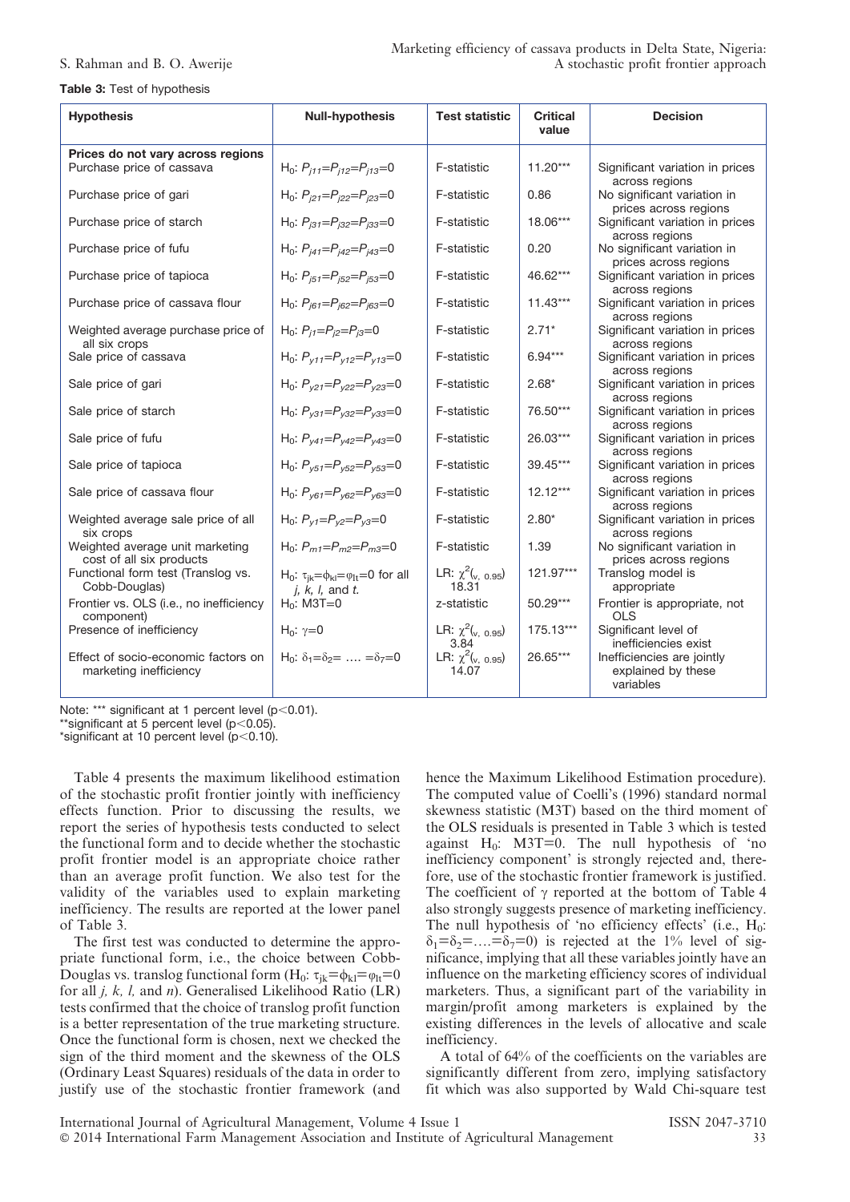**Table 3:** Test of hypothesis

| Hypothesis | Null-hypothesis | Test statistic | Critical value | Decision |
|---|---|---|---|---|
| **Prices do not vary across regions** | | | | |
| Purchase price of cassava | $H_0$: $P_{j11}=P_{j12}=P_{j13}=0$ | F-statistic | 11.20*** | Significant variation in prices across regions |
| Purchase price of gari | $H_0$: $P_{j21}=P_{j22}=P_{j23}=0$ | F-statistic | 0.86 | No significant variation in prices across regions |
| Purchase price of starch | $H_0$: $P_{j31}=P_{j32}=P_{j33}=0$ | F-statistic | 18.06*** | Significant variation in prices across regions |
| Purchase price of fufu | $H_0$: $P_{j41}=P_{j42}=P_{j43}=0$ | F-statistic | 0.20 | No significant variation in prices across regions |
| Purchase price of tapioca | $H_0$: $P_{j51}=P_{j52}=P_{j53}=0$ | F-statistic | 46.62*** | Significant variation in prices across regions |
| Purchase price of cassava flour | $H_0$: $P_{j61}=P_{j62}=P_{j63}=0$ | F-statistic | 11.43*** | Significant variation in prices across regions |
| Weighted average purchase price of all six crops | $H_0$: $P_{j1}=P_{j2}=P_{j3}=0$ | F-statistic | 2.71* | Significant variation in prices across regions |
| Sale price of cassava | $H_0$: $P_{y11}=P_{y12}=P_{y13}=0$ | F-statistic | 6.94*** | Significant variation in prices across regions |
| Sale price of gari | $H_0$: $P_{y21}=P_{y22}=P_{y23}=0$ | F-statistic | 2.68* | Significant variation in prices across regions |
| Sale price of starch | $H_0$: $P_{y31}=P_{y32}=P_{y33}=0$ | F-statistic | 76.50*** | Significant variation in prices across regions |
| Sale price of fufu | $H_0$: $P_{y41}=P_{y42}=P_{y43}=0$ | F-statistic | 26.03*** | Significant variation in prices across regions |
| Sale price of tapioca | $H_0$: $P_{y51}=P_{y52}=P_{y53}=0$ | F-statistic | 39.45*** | Significant variation in prices across regions |
| Sale price of cassava flour | $H_0$: $P_{y61}=P_{y62}=P_{y63}=0$ | F-statistic | 12.12*** | Significant variation in prices across regions |
| Weighted average sale price of all six crops | $H_0$: $P_{y1}=P_{y2}=P_{y3}=0$ | F-statistic | 2.80* | Significant variation in prices across regions |
| Weighted average unit marketing cost of all six products | $H_0$: $P_{m1}=P_{m2}=P_{m3}=0$ | F-statistic | 1.39 | No significant variation in prices across regions |
| Functional form test (Translog vs. Cobb-Douglas) | $H_0$: $\tau_{jk}=\phi_{kl}=\varphi_{lt}=0$ for all $j$, $k$, $l$, and $t$. | LR: $\chi^2_{(v,\ 0.95)}$ 18.31 | 121.97*** | Translog model is appropriate |
| Frontier vs. OLS (i.e., no inefficiency component) | $H_0$: M3T=0 | z-statistic | 50.29*** | Frontier is appropriate, not OLS |
| Presence of inefficiency | $H_0$: $\gamma=0$ | LR: $\chi^2_{(v,\ 0.95)}$ 3.84 | 175.13*** | Significant level of inefficiencies exist |
| Effect of socio-economic factors on marketing inefficiency | $H_0$: $\delta_1=\delta_2=\ \ldots\ =\delta_7=0$ | LR: $\chi^2_{(v,\ 0.95)}$ 14.07 | 26.65*** | Inefficiencies are jointly explained by these variables |

Note: *** significant at 1 percent level ($p<0.01$).
**significant at 5 percent level ($p<0.05$).
*significant at 10 percent level ($p<0.10$).

Table 4 presents the maximum likelihood estimation of the stochastic profit frontier jointly with inefficiency effects function. Prior to discussing the results, we report the series of hypothesis tests conducted to select the functional form and to decide whether the stochastic profit frontier model is an appropriate choice rather than an average profit function. We also test for the validity of the variables used to explain marketing inefficiency. The results are reported at the lower panel of Table 3.

The first test was conducted to determine the appropriate functional form, i.e., the choice between Cobb-Douglas vs. translog functional form ($H_0$: $\tau_{jk}=\phi_{kl}=\varphi_{lt}=0$ for all $j$, $k$, $l$, and $n$). Generalised Likelihood Ratio (LR) tests confirmed that the choice of translog profit function is a better representation of the true marketing structure. Once the functional form is chosen, next we checked the sign of the third moment and the skewness of the OLS (Ordinary Least Squares) residuals of the data in order to justify use of the stochastic frontier framework (and hence the Maximum Likelihood Estimation procedure). The computed value of Coelli's (1996) standard normal skewness statistic (M3T) based on the third moment of the OLS residuals is presented in Table 3 which is tested against $H_0$: M3T=0. The null hypothesis of 'no inefficiency component' is strongly rejected and, therefore, use of the stochastic frontier framework is justified. The coefficient of $\gamma$ reported at the bottom of Table 4 also strongly suggests presence of marketing inefficiency. The null hypothesis of 'no efficiency effects' (i.e., $H_0$: $\delta_1=\delta_2=\ldots=\delta_7=0$) is rejected at the 1% level of significance, implying that all these variables jointly have an influence on the marketing efficiency scores of individual marketers. Thus, a significant part of the variability in margin/profit among marketers is explained by the existing differences in the levels of allocative and scale inefficiency.

A total of 64% of the coefficients on the variables are significantly different from zero, implying satisfactory fit which was also supported by Wald Chi-square test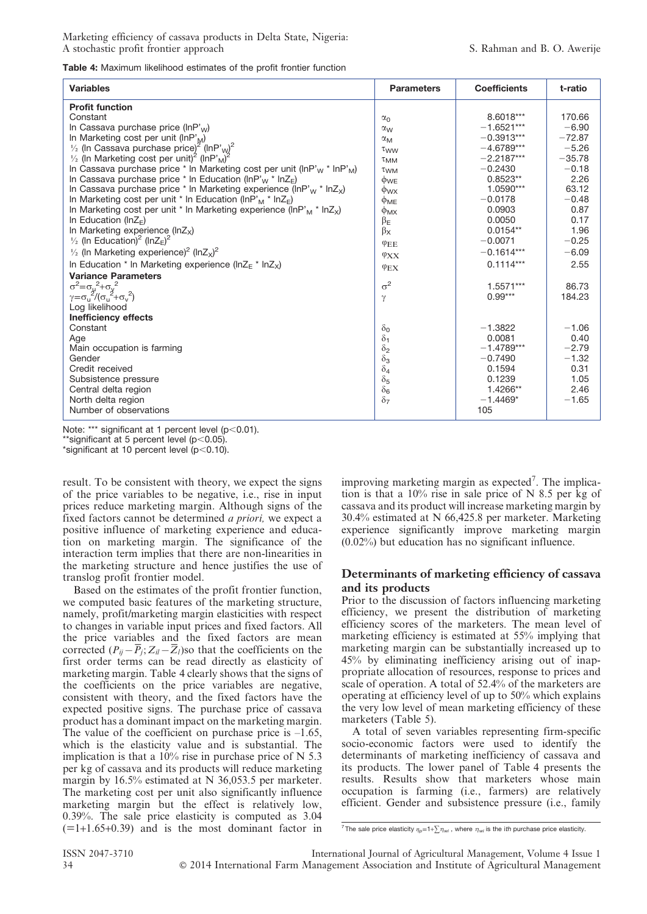**Table 4:** Maximum likelihood estimates of the profit frontier function

| Variables | Parameters | Coefficients | t-ratio |
|---|---|---|---|
| **Profit function** | | | |
| Constant | $\alpha_0$ | 8.6018*** | 170.66 |
| ln Cassava purchase price ($\ln P'_W$) | $\alpha_W$ | −1.6521*** | −6.90 |
| ln Marketing cost per unit ($\ln P'_M$) | $\alpha_M$ | −0.3913*** | −72.87 |
| ½ (ln Cassava purchase price)$^2$ ($\ln P'_W$)$^2$ | $\tau_{WW}$ | −4.6789*** | −5.26 |
| ½ (ln Marketing cost per unit)$^2$ ($\ln P'_M$)$^2$ | $\tau_{MM}$ | −2.2187*** | −35.78 |
| ln Cassava purchase price * ln Marketing cost per unit ($\ln P'_W$ * $\ln P'_M$) | $\tau_{WM}$ | −0.2430 | −0.18 |
| ln Cassava purchase price * ln Education ($\ln P'_W$ * $\ln Z_E$) | $\phi_{WE}$ | 0.8523** | 2.26 |
| ln Cassava purchase price * ln Marketing experience ($\ln P'_W$ * $\ln Z_X$) | $\phi_{WX}$ | 1.0590*** | 63.12 |
| ln Marketing cost per unit * ln Education ($\ln P'_M$ * $\ln Z_E$) | $\phi_{ME}$ | −0.0178 | −0.48 |
| ln Marketing cost per unit * ln Marketing experience ($\ln P'_M$ * $\ln Z_X$) | $\phi_{MX}$ | 0.0903 | 0.87 |
| ln Education ($\ln Z_E$) | $\beta_E$ | 0.0050 | 0.17 |
| ln Marketing experience ($\ln Z_X$) | $\beta_X$ | 0.0154** | 1.96 |
| ½ (ln Education)$^2$ ($\ln Z_E$)$^2$ | $\varphi_{EE}$ | −0.0071 | −0.25 |
| ½ (ln Marketing experience)$^2$ ($\ln Z_X$)$^2$ | $\varphi_{XX}$ | −0.1614*** | −6.09 |
| ln Education * ln Marketing experience ($\ln Z_E$ * $\ln Z_X$) | $\varphi_{EX}$ | 0.1114*** | 2.55 |
| **Variance Parameters** | | | |
| $\sigma^2=\sigma_u^2+\sigma_v^2$ | $\sigma^2$ | 1.5571*** | 86.73 |
| $\gamma=\sigma_u^2/(\sigma_u^2+\sigma_v^2)$ | $\gamma$ | 0.99*** | 184.23 |
| Log likelihood | | | |
| **Inefficiency effects** | | | |
| Constant | $\delta_0$ | −1.3822 | −1.06 |
| Age | $\delta_1$ | 0.0081 | 0.40 |
| Main occupation is farming | $\delta_2$ | −1.4789*** | −2.79 |
| Gender | $\delta_3$ | −0.7490 | −1.32 |
| Credit received | $\delta_4$ | 0.1594 | 0.31 |
| Subsistence pressure | $\delta_5$ | 0.1239 | 1.05 |
| Central delta region | $\delta_6$ | 1.4266** | 2.46 |
| North delta region | $\delta_7$ | −1.4469* | −1.65 |
| Number of observations | | 105 | |

Note: *** significant at 1 percent level ($p<0.01$).
**significant at 5 percent level ($p<0.05$).
*significant at 10 percent level ($p<0.10$).

result. To be consistent with theory, we expect the signs of the price variables to be negative, i.e., rise in input prices reduce marketing margin. Although signs of the fixed factors cannot be determined *a priori,* we expect a positive influence of marketing experience and education on marketing margin. The significance of the interaction term implies that there are non-linearities in the marketing structure and hence justifies the use of translog profit frontier model.

Based on the estimates of the profit frontier function, we computed basic features of the marketing structure, namely, profit/marketing margin elasticities with respect to changes in variable input prices and fixed factors. All the price variables and the fixed factors are mean corrected ($P_{ij}-\overline{P}_j; Z_{il}-\overline{Z}_l$)so that the coefficients on the first order terms can be read directly as elasticity of marketing margin. Table 4 clearly shows that the signs of the coefficients on the price variables are negative, consistent with theory, and the fixed factors have the expected positive signs. The purchase price of cassava product has a dominant impact on the marketing margin. The value of the coefficient on purchase price is –1.65, which is the elasticity value and is substantial. The implication is that a 10% rise in purchase price of N 5.3 per kg of cassava and its products will reduce marketing margin by 16.5% estimated at N 36,053.5 per marketer. The marketing cost per unit also significantly influence marketing margin but the effect is relatively low, 0.39%. The sale price elasticity is computed as 3.04 (=1+1.65+0.39) and is the most dominant factor in improving marketing margin as expected[7]. The implication is that a 10% rise in sale price of N 8.5 per kg of cassava and its product will increase marketing margin by 30.4% estimated at N 66,425.8 per marketer. Marketing experience significantly improve marketing margin (0.02%) but education has no significant influence.

## Determinants of marketing efficiency of cassava and its products

Prior to the discussion of factors influencing marketing efficiency, we present the distribution of marketing efficiency scores of the marketers. The mean level of marketing efficiency is estimated at 55% implying that marketing margin can be substantially increased up to 45% by eliminating inefficiency arising out of inappropriate allocation of resources, response to prices and scale of operation. A total of 52.4% of the marketers are operating at efficiency level of up to 50% which explains the very low level of mean marketing efficiency of these marketers (Table 5).

A total of seven variables representing firm-specific socio-economic factors were used to identify the determinants of marketing inefficiency of cassava and its products. The lower panel of Table 4 presents the results. Results show that marketers whose main occupation is farming (i.e., farmers) are relatively efficient. Gender and subsistence pressure (i.e., family

[7] The sale price elasticity $\eta_p=1+\sum\eta_{wi}$, where $\eta_{wi}$ is the *i*th purchase price elasticity.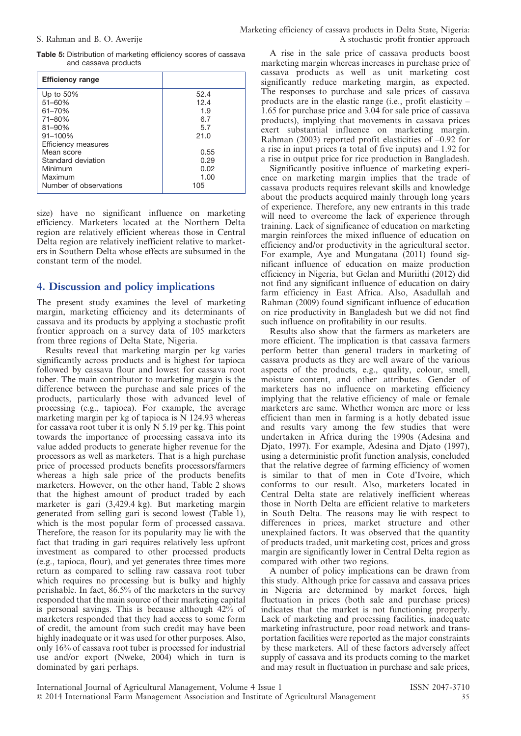**Table 5:** Distribution of marketing efficiency scores of cassava and cassava products

| Efficiency range | |
|---|---|
| Up to 50% | 52.4 |
| 51–60% | 12.4 |
| 61–70% | 1.9 |
| 71–80% | 6.7 |
| 81–90% | 5.7 |
| 91–100% | 21.0 |
| Efficiency measures | |
| Mean score | 0.55 |
| Standard deviation | 0.29 |
| Minimum | 0.02 |
| Maximum | 1.00 |
| Number of observations | 105 |

size) have no significant influence on marketing efficiency. Marketers located at the Northern Delta region are relatively efficient whereas those in Central Delta region are relatively inefficient relative to marketers in Southern Delta whose effects are subsumed in the constant term of the model.

## 4. Discussion and policy implications

The present study examines the level of marketing margin, marketing efficiency and its determinants of cassava and its products by applying a stochastic profit frontier approach on a survey data of 105 marketers from three regions of Delta State, Nigeria.

Results reveal that marketing margin per kg varies significantly across products and is highest for tapioca followed by cassava flour and lowest for cassava root tuber. The main contributor to marketing margin is the difference between the purchase and sale prices of the products, particularly those with advanced level of processing (e.g., tapioca). For example, the average marketing margin per kg of tapioca is N 124.93 whereas for cassava root tuber it is only N 5.19 per kg. This point towards the importance of processing cassava into its value added products to generate higher revenue for the processors as well as marketers. That is a high purchase price of processed products benefits processors/farmers whereas a high sale price of the products benefits marketers. However, on the other hand, Table 2 shows that the highest amount of product traded by each marketer is gari (3,429.4 kg). But marketing margin generated from selling gari is second lowest (Table 1), which is the most popular form of processed cassava. Therefore, the reason for its popularity may lie with the fact that trading in gari requires relatively less upfront investment as compared to other processed products (e.g., tapioca, flour), and yet generates three times more return as compared to selling raw cassava root tuber which requires no processing but is bulky and highly perishable. In fact, 86.5% of the marketers in the survey responded that the main source of their marketing capital is personal savings. This is because although 42% of marketers responded that they had access to some form of credit, the amount from such credit may have been highly inadequate or it was used for other purposes. Also, only 16% of cassava root tuber is processed for industrial use and/or export (Nweke, 2004) which in turn is dominated by gari perhaps.

A rise in the sale price of cassava products boost marketing margin whereas increases in purchase price of cassava products as well as unit marketing cost significantly reduce marketing margin, as expected. The responses to purchase and sale prices of cassava products are in the elastic range (i.e., profit elasticity –1.65 for purchase price and 3.04 for sale price of cassava products), implying that movements in cassava prices exert substantial influence on marketing margin. Rahman (2003) reported profit elasticities of –0.92 for a rise in input prices (a total of five inputs) and 1.92 for a rise in output price for rice production in Bangladesh.

Significantly positive influence of marketing experience on marketing margin implies that the trade of cassava products requires relevant skills and knowledge about the products acquired mainly through long years of experience. Therefore, any new entrants in this trade will need to overcome the lack of experience through training. Lack of significance of education on marketing margin reinforces the mixed influence of education on efficiency and/or productivity in the agricultural sector. For example, Aye and Mungatana (2011) found significant influence of education on maize production efficiency in Nigeria, but Gelan and Muriithi (2012) did not find any significant influence of education on dairy farm efficiency in East Africa. Also, Asadullah and Rahman (2009) found significant influence of education on rice productivity in Bangladesh but we did not find such influence on profitability in our results.

Results also show that the farmers as marketers are more efficient. The implication is that cassava farmers perform better than general traders in marketing of cassava products as they are well aware of the various aspects of the products, e.g., quality, colour, smell, moisture content, and other attributes. Gender of marketers has no influence on marketing efficiency implying that the relative efficiency of male or female marketers are same. Whether women are more or less efficient than men in farming is a hotly debated issue and results vary among the few studies that were undertaken in Africa during the 1990s (Adesina and Djato, 1997). For example, Adesina and Djato (1997), using a deterministic profit function analysis, concluded that the relative degree of farming efficiency of women is similar to that of men in Cote d'Ivoire, which conforms to our result. Also, marketers located in Central Delta state are relatively inefficient whereas those in North Delta are efficient relative to marketers in South Delta. The reasons may lie with respect to differences in prices, market structure and other unexplained factors. It was observed that the quantity of products traded, unit marketing cost, prices and gross margin are significantly lower in Central Delta region as compared with other two regions.

A number of policy implications can be drawn from this study. Although price for cassava and cassava prices in Nigeria are determined by market forces, high fluctuation in prices (both sale and purchase prices) indicates that the market is not functioning properly. Lack of marketing and processing facilities, inadequate marketing infrastructure, poor road network and transportation facilities were reported as the major constraints by these marketers. All of these factors adversely affect supply of cassava and its products coming to the market and may result in fluctuation in purchase and sale prices,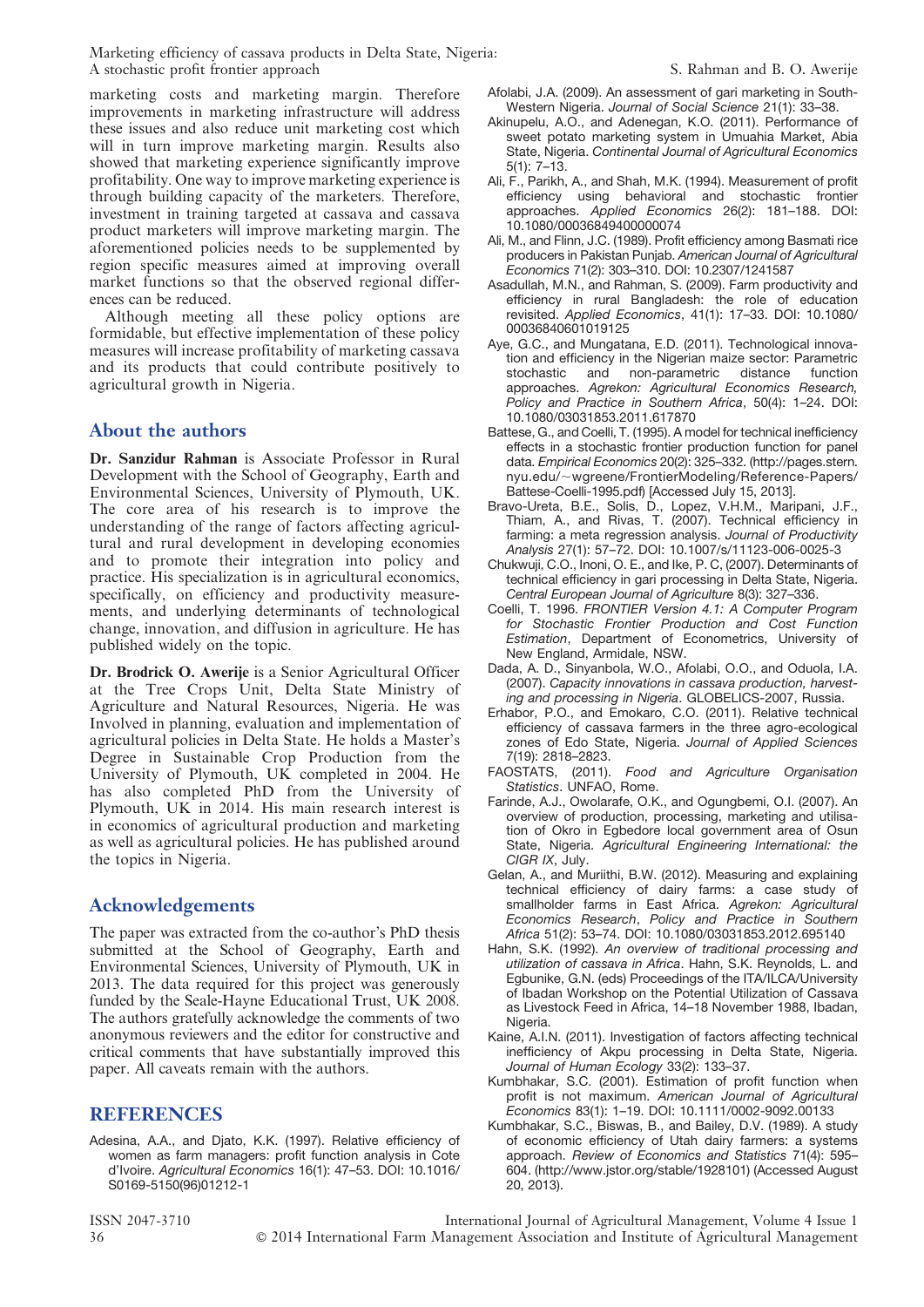marketing costs and marketing margin. Therefore improvements in marketing infrastructure will address these issues and also reduce unit marketing cost which will in turn improve marketing margin. Results also showed that marketing experience significantly improve profitability. One way to improve marketing experience is through building capacity of the marketers. Therefore, investment in training targeted at cassava and cassava product marketers will improve marketing margin. The aforementioned policies needs to be supplemented by region specific measures aimed at improving overall market functions so that the observed regional differences can be reduced.

Although meeting all these policy options are formidable, but effective implementation of these policy measures will increase profitability of marketing cassava and its products that could contribute positively to agricultural growth in Nigeria.

## About the authors

**Dr. Sanzidur Rahman** is Associate Professor in Rural Development with the School of Geography, Earth and Environmental Sciences, University of Plymouth, UK. The core area of his research is to improve the understanding of the range of factors affecting agricultural and rural development in developing economies and to promote their integration into policy and practice. His specialization is in agricultural economics, specifically, on efficiency and productivity measurements, and underlying determinants of technological change, innovation, and diffusion in agriculture. He has published widely on the topic.

**Dr. Brodrick O. Awerije** is a Senior Agricultural Officer at the Tree Crops Unit, Delta State Ministry of Agriculture and Natural Resources, Nigeria. He was Involved in planning, evaluation and implementation of agricultural policies in Delta State. He holds a Master's Degree in Sustainable Crop Production from the University of Plymouth, UK completed in 2004. He has also completed PhD from the University of Plymouth, UK in 2014. His main research interest is in economics of agricultural production and marketing as well as agricultural policies. He has published around the topics in Nigeria.

## Acknowledgements

The paper was extracted from the co-author's PhD thesis submitted at the School of Geography, Earth and Environmental Sciences, University of Plymouth, UK in 2013. The data required for this project was generously funded by the Seale-Hayne Educational Trust, UK 2008. The authors gratefully acknowledge the comments of two anonymous reviewers and the editor for constructive and critical comments that have substantially improved this paper. All caveats remain with the authors.

## REFERENCES

Adesina, A.A., and Djato, K.K. (1997). Relative efficiency of women as farm managers: profit function analysis in Cote d'Ivoire. *Agricultural Economics* 16(1): 47–53. DOI: 10.1016/S0169-5150(96)01212-1

Afolabi, J.A. (2009). An assessment of gari marketing in South-Western Nigeria. *Journal of Social Science* 21(1): 33–38.

Akinupelu, A.O., and Adenegan, K.O. (2011). Performance of sweet potato marketing system in Umuahia Market, Abia State, Nigeria. *Continental Journal of Agricultural Economics* 5(1): 7–13.

Ali, F., Parikh, A., and Shah, M.K. (1994). Measurement of profit efficiency using behavioral and stochastic frontier approaches. *Applied Economics* 26(2): 181–188. DOI: 10.1080/00036849400000074

Ali, M., and Flinn, J.C. (1989). Profit efficiency among Basmati rice producers in Pakistan Punjab. *American Journal of Agricultural Economics* 71(2): 303–310. DOI: 10.2307/1241587

Asadullah, M.N., and Rahman, S. (2009). Farm productivity and efficiency in rural Bangladesh: the role of education revisited. *Applied Economics*, 41(1): 17–33. DOI: 10.1080/00036840601019125

Aye, G.C., and Mungatana, E.D. (2011). Technological innovation and efficiency in the Nigerian maize sector: Parametric stochastic and non-parametric distance function approaches. *Agrekon: Agricultural Economics Research, Policy and Practice in Southern Africa*, 50(4): 1–24. DOI: 10.1080/03031853.2011.617870

Battese, G., and Coelli, T. (1995). A model for technical inefficiency effects in a stochastic frontier production function for panel data. *Empirical Economics* 20(2): 325–332. (http://pages.stern.nyu.edu/~wgreene/FrontierModeling/Reference-Papers/Battese-Coelli-1995.pdf) [Accessed July 15, 2013].

Bravo-Ureta, B.E., Solis, D., Lopez, V.H.M., Maripani, J.F., Thiam, A., and Rivas, T. (2007). Technical efficiency in farming: a meta regression analysis. *Journal of Productivity Analysis* 27(1): 57–72. DOI: 10.1007/s/11123-006-0025-3

Chukwuji, C.O., Inoni, O. E., and Ike, P. C, (2007). Determinants of technical efficiency in gari processing in Delta State, Nigeria. *Central European Journal of Agriculture* 8(3): 327–336.

Coelli, T. 1996. *FRONTIER Version 4.1: A Computer Program for Stochastic Frontier Production and Cost Function Estimation*, Department of Econometrics, University of New England, Armidale, NSW.

Dada, A. D., Sinyanbola, W.O., Afolabi, O.O., and Oduola, I.A. (2007). *Capacity innovations in cassava production, harvesting and processing in Nigeria*. GLOBELICS-2007, Russia.

Erhabor, P.O., and Emokaro, C.O. (2011). Relative technical efficiency of cassava farmers in the three agro-ecological zones of Edo State, Nigeria. *Journal of Applied Sciences* 7(19): 2818–2823.

FAOSTATS, (2011). *Food and Agriculture Organisation Statistics*. UNFAO, Rome.

Farinde, A.J., Owolarafe, O.K., and Ogungbemi, O.I. (2007). An overview of production, processing, marketing and utilisation of Okro in Egbedore local government area of Osun State, Nigeria. *Agricultural Engineering International: the CIGR IX*, July.

Gelan, A., and Muriithi, B.W. (2012). Measuring and explaining technical efficiency of dairy farms: a case study of smallholder farms in East Africa. *Agrekon: Agricultural Economics Research, Policy and Practice in Southern Africa* 51(2): 53–74. DOI: 10.1080/03031853.2012.695140

Hahn, S.K. (1992). *An overview of traditional processing and utilization of cassava in Africa*. Hahn, S.K. Reynolds, L. and Egbunike, G.N. (eds) Proceedings of the ITA/ILCA/University of Ibadan Workshop on the Potential Utilization of Cassava as Livestock Feed in Africa, 14–18 November 1988, Ibadan, Nigeria.

Kaine, A.I.N. (2011). Investigation of factors affecting technical inefficiency of Akpu processing in Delta State, Nigeria. *Journal of Human Ecology* 33(2): 133–37.

Kumbhakar, S.C. (2001). Estimation of profit function when profit is not maximum. *American Journal of Agricultural Economics* 83(1): 1–19. DOI: 10.1111/0002-9092.00133

Kumbhakar, S.C., Biswas, B., and Bailey, D.V. (1989). A study of economic efficiency of Utah dairy farmers: a systems approach. *Review of Economics and Statistics* 71(4): 595–604. (http://www.jstor.org/stable/1928101) (Accessed August 20, 2013).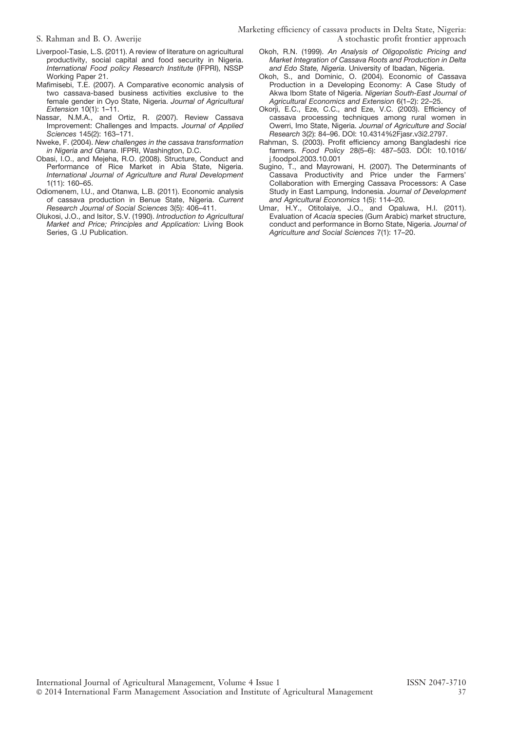Liverpool-Tasie, L.S. (2011). A review of literature on agricultural productivity, social capital and food security in Nigeria. *International Food policy Research Institute* (IFPRI), NSSP Working Paper 21.

Mafimisebi, T.E. (2007). A Comparative economic analysis of two cassava-based business activities exclusive to the female gender in Oyo State, Nigeria. *Journal of Agricultural Extension* 10(1): 1–11.

Nassar, N.M.A., and Ortiz, R. (2007). Review Cassava Improvement: Challenges and Impacts. *Journal of Applied Sciences* 145(2): 163–171.

Nweke, F. (2004). *New challenges in the cassava transformation in Nigeria and Ghana*. IFPRI, Washington, D.C.

Obasi, I.O., and Mejeha, R.O. (2008). Structure, Conduct and Performance of Rice Market in Abia State, Nigeria. *International Journal of Agriculture and Rural Development* 1(11): 160–65.

Odiomenem, I.U., and Otanwa, L.B. (2011). Economic analysis of cassava production in Benue State, Nigeria. *Current Research Journal of Social Sciences* 3(5): 406–411.

Olukosi, J.O., and Isitor, S.V. (1990). *Introduction to Agricultural Market and Price; Principles and Application:* Living Book Series, G .U Publication.

Okoh, R.N. (1999). *An Analysis of Oligopolistic Pricing and Market Integration of Cassava Roots and Production in Delta and Edo State, Nigeria*. University of Ibadan, Nigeria.

Okoh, S., and Dominic, O. (2004). Economic of Cassava Production in a Developing Economy: A Case Study of Akwa Ibom State of Nigeria. *Nigerian South-East Journal of Agricultural Economics and Extension* 6(1–2): 22–25.

Okorji, E.C., Eze, C.C., and Eze, V.C. (2003). Efficiency of cassava processing techniques among rural women in Owerri, Imo State, Nigeria. *Journal of Agriculture and Social Research* 3(2): 84–96. DOI: 10.4314%2Fjasr.v3i2.2797.

Rahman, S. (2003). Profit efficiency among Bangladeshi rice farmers. *Food Policy* 28(5–6): 487–503. DOI: 10.1016/j.foodpol.2003.10.001

Sugino, T., and Mayrowani, H. (2007). The Determinants of Cassava Productivity and Price under the Farmers' Collaboration with Emerging Cassava Processors: A Case Study in East Lampung, Indonesia. *Journal of Development and Agricultural Economics* 1(5): 114–20.

Umar, H.Y., Otitolaiye, J.O., and Opaluwa, H.I. (2011). Evaluation of *Acacia* species (Gum Arabic) market structure, conduct and performance in Borno State, Nigeria. *Journal of Agriculture and Social Sciences* 7(1): 17–20.